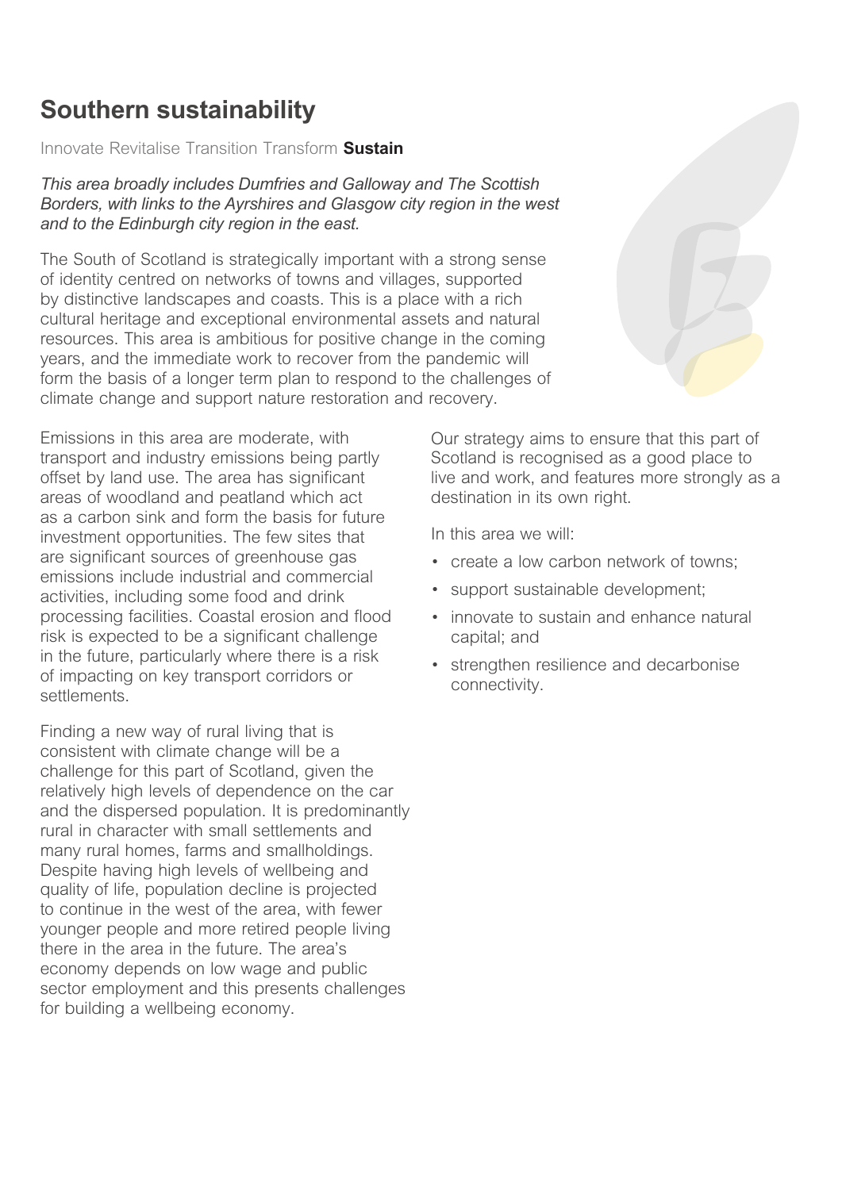# Southern sustainability

Innovate Revitalise Transition Transform **Sustain**

*This area broadly includes Dumfries and Galloway and The Scottish Borders, with links to the Ayrshires and Glasgow city region in the west and to the Edinburgh city region in the east.*

The South of Scotland is strategically important with a strong sense of identity centred on networks of towns and villages, supported by distinctive landscapes and coasts. This is a place with a rich cultural heritage and exceptional environmental assets and natural resources. This area is ambitious for positive change in the coming years, and the immediate work to recover from the pandemic will form the basis of a longer term plan to respond to the challenges of climate change and support nature restoration and recovery.

Emissions in this area are moderate, with transport and industry emissions being partly offset by land use. The area has significant areas of woodland and peatland which act as a carbon sink and form the basis for future investment opportunities. The few sites that are significant sources of greenhouse gas emissions include industrial and commercial activities, including some food and drink processing facilities. Coastal erosion and flood risk is expected to be a significant challenge in the future, particularly where there is a risk of impacting on key transport corridors or settlements.

Finding a new way of rural living that is consistent with climate change will be a challenge for this part of Scotland, given the relatively high levels of dependence on the car and the dispersed population. It is predominantly rural in character with small settlements and many rural homes, farms and smallholdings. Despite having high levels of wellbeing and quality of life, population decline is projected to continue in the west of the area, with fewer younger people and more retired people living there in the area in the future. The area's economy depends on low wage and public sector employment and this presents challenges for building a wellbeing economy.

Our strategy aims to ensure that this part of Scotland is recognised as a good place to live and work, and features more strongly as a destination in its own right.

In this area we will:

- create a low carbon network of towns;
- support sustainable development;
- innovate to sustain and enhance natural capital; and
- strengthen resilience and decarbonise connectivity.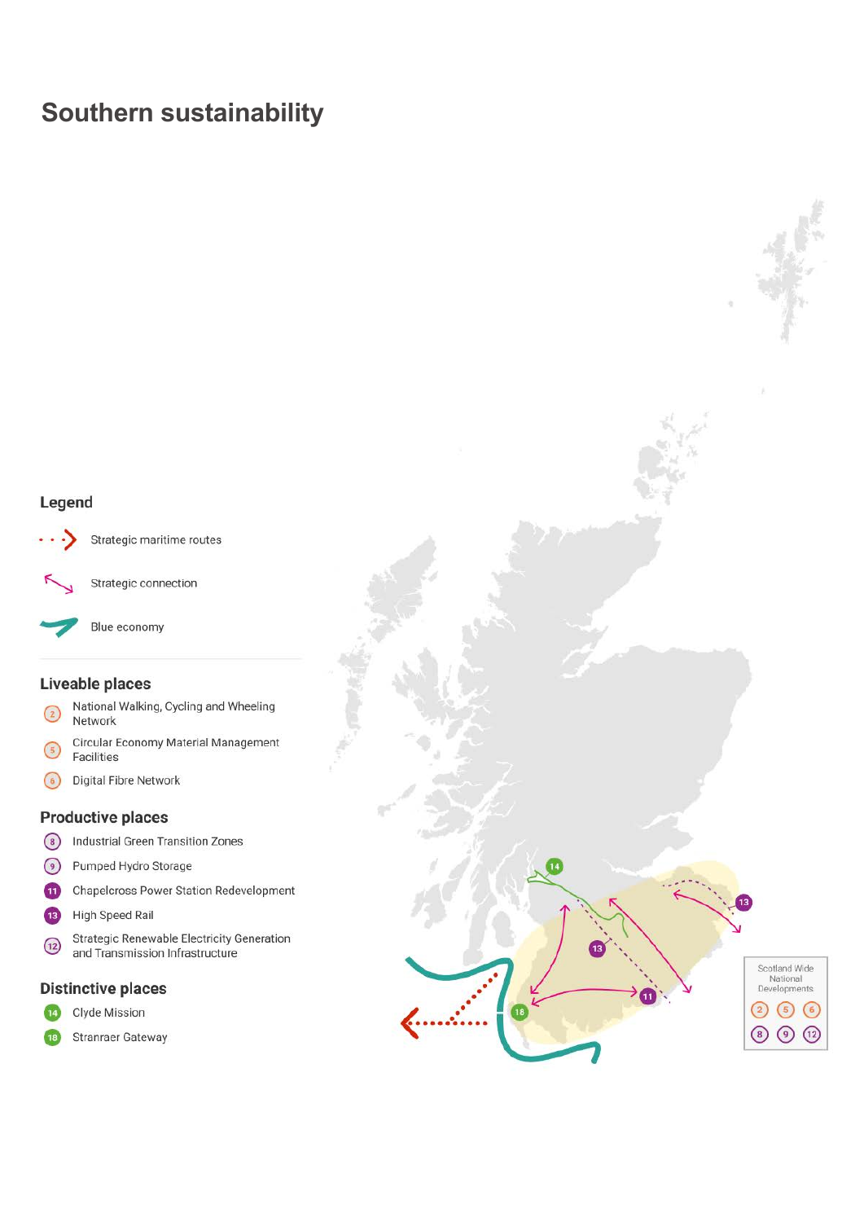# Southern sustainability

## Legend

- Strategic maritime routes
- Strategic connection
- Blue economy

### Liveable places

- 2 National Walking, Cycling and Wheeling Network
- 5 Circular Economy Material Management Facilities
- 6 Digital Fibre Network

### Productive places

- 8 Industrial Green Transition Zones
- 9 Pumped Hydro Storage
- 11 Chapelcross Power Station Redevelopment
- 13 High Speed Rail
- 12 Strategic Renewable Electricity Generation and Transmission Infrastructure

### Distinctive places

- 14 Clyde Mission
- 18 Stranraer Gateway

Scotland Wide National Developments: 2, 5, 6, 8, 9, 12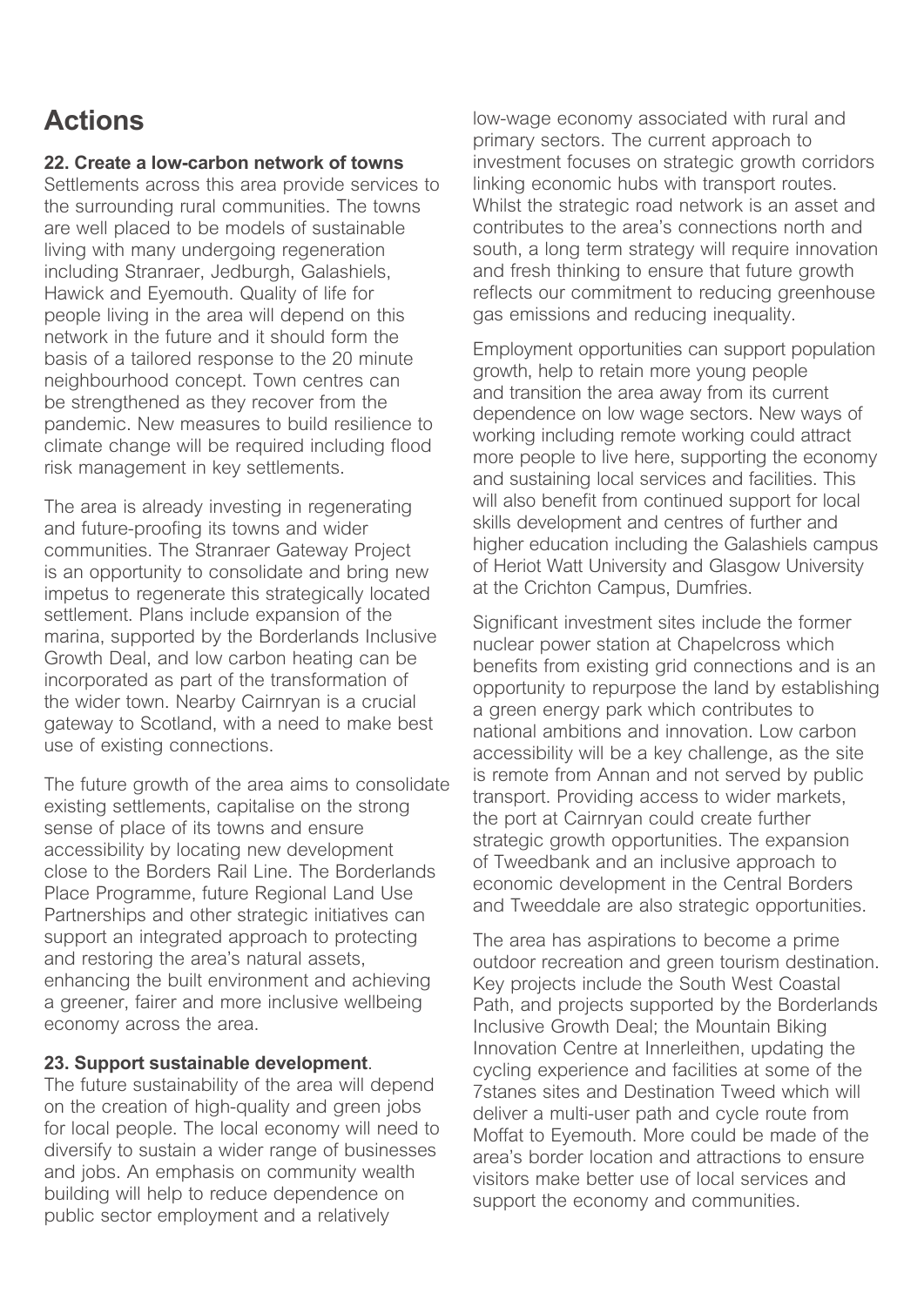# Actions

**22. Create a low-carbon network of towns**

Settlements across this area provide services to the surrounding rural communities. The towns are well placed to be models of sustainable living with many undergoing regeneration including Stranraer, Jedburgh, Galashiels, Hawick and Eyemouth. Quality of life for people living in the area will depend on this network in the future and it should form the basis of a tailored response to the 20 minute neighbourhood concept. Town centres can be strengthened as they recover from the pandemic. New measures to build resilience to climate change will be required including flood risk management in key settlements.

The area is already investing in regenerating and future-proofing its towns and wider communities. The Stranraer Gateway Project is an opportunity to consolidate and bring new impetus to regenerate this strategically located settlement. Plans include expansion of the marina, supported by the Borderlands Inclusive Growth Deal, and low carbon heating can be incorporated as part of the transformation of the wider town. Nearby Cairnryan is a crucial gateway to Scotland, with a need to make best use of existing connections.

The future growth of the area aims to consolidate existing settlements, capitalise on the strong sense of place of its towns and ensure accessibility by locating new development close to the Borders Rail Line. The Borderlands Place Programme, future Regional Land Use Partnerships and other strategic initiatives can support an integrated approach to protecting and restoring the area's natural assets, enhancing the built environment and achieving a greener, fairer and more inclusive wellbeing economy across the area.

**23. Support sustainable development**.

The future sustainability of the area will depend on the creation of high-quality and green jobs for local people. The local economy will need to diversify to sustain a wider range of businesses and jobs. An emphasis on community wealth building will help to reduce dependence on public sector employment and a relatively low-wage economy associated with rural and primary sectors. The current approach to investment focuses on strategic growth corridors linking economic hubs with transport routes. Whilst the strategic road network is an asset and contributes to the area's connections north and south, a long term strategy will require innovation and fresh thinking to ensure that future growth reflects our commitment to reducing greenhouse gas emissions and reducing inequality.

Employment opportunities can support population growth, help to retain more young people and transition the area away from its current dependence on low wage sectors. New ways of working including remote working could attract more people to live here, supporting the economy and sustaining local services and facilities. This will also benefit from continued support for local skills development and centres of further and higher education including the Galashiels campus of Heriot Watt University and Glasgow University at the Crichton Campus, Dumfries.

Significant investment sites include the former nuclear power station at Chapelcross which benefits from existing grid connections and is an opportunity to repurpose the land by establishing a green energy park which contributes to national ambitions and innovation. Low carbon accessibility will be a key challenge, as the site is remote from Annan and not served by public transport. Providing access to wider markets, the port at Cairnryan could create further strategic growth opportunities. The expansion of Tweedbank and an inclusive approach to economic development in the Central Borders and Tweeddale are also strategic opportunities.

The area has aspirations to become a prime outdoor recreation and green tourism destination. Key projects include the South West Coastal Path, and projects supported by the Borderlands Inclusive Growth Deal; the Mountain Biking Innovation Centre at Innerleithen, updating the cycling experience and facilities at some of the 7stanes sites and Destination Tweed which will deliver a multi-user path and cycle route from Moffat to Eyemouth. More could be made of the area's border location and attractions to ensure visitors make better use of local services and support the economy and communities.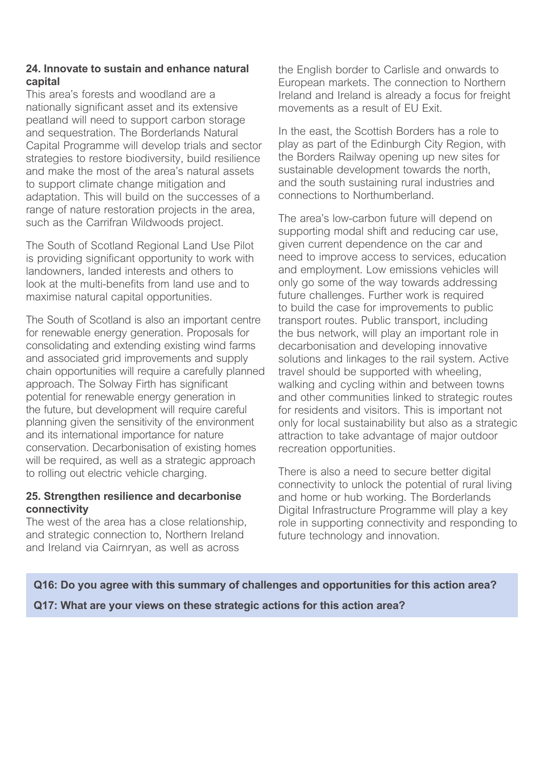### 24. Innovate to sustain and enhance natural capital

This area's forests and woodland are a nationally significant asset and its extensive peatland will need to support carbon storage and sequestration. The Borderlands Natural Capital Programme will develop trials and sector strategies to restore biodiversity, build resilience and make the most of the area's natural assets to support climate change mitigation and adaptation. This will build on the successes of a range of nature restoration projects in the area, such as the Carrifran Wildwoods project.

The South of Scotland Regional Land Use Pilot is providing significant opportunity to work with landowners, landed interests and others to look at the multi-benefits from land use and to maximise natural capital opportunities.

The South of Scotland is also an important centre for renewable energy generation. Proposals for consolidating and extending existing wind farms and associated grid improvements and supply chain opportunities will require a carefully planned approach. The Solway Firth has significant potential for renewable energy generation in the future, but development will require careful planning given the sensitivity of the environment and its international importance for nature conservation. Decarbonisation of existing homes will be required, as well as a strategic approach to rolling out electric vehicle charging.

### 25. Strengthen resilience and decarbonise connectivity

The west of the area has a close relationship, and strategic connection to, Northern Ireland and Ireland via Cairnryan, as well as across the English border to Carlisle and onwards to European markets. The connection to Northern Ireland and Ireland is already a focus for freight movements as a result of EU Exit.

In the east, the Scottish Borders has a role to play as part of the Edinburgh City Region, with the Borders Railway opening up new sites for sustainable development towards the north, and the south sustaining rural industries and connections to Northumberland.

The area's low-carbon future will depend on supporting modal shift and reducing car use, given current dependence on the car and need to improve access to services, education and employment. Low emissions vehicles will only go some of the way towards addressing future challenges. Further work is required to build the case for improvements to public transport routes. Public transport, including the bus network, will play an important role in decarbonisation and developing innovative solutions and linkages to the rail system. Active travel should be supported with wheeling, walking and cycling within and between towns and other communities linked to strategic routes for residents and visitors. This is important not only for local sustainability but also as a strategic attraction to take advantage of major outdoor recreation opportunities.

There is also a need to secure better digital connectivity to unlock the potential of rural living and home or hub working. The Borderlands Digital Infrastructure Programme will play a key role in supporting connectivity and responding to future technology and innovation.

**Q16: Do you agree with this summary of challenges and opportunities for this action area?**

**Q17: What are your views on these strategic actions for this action area?**